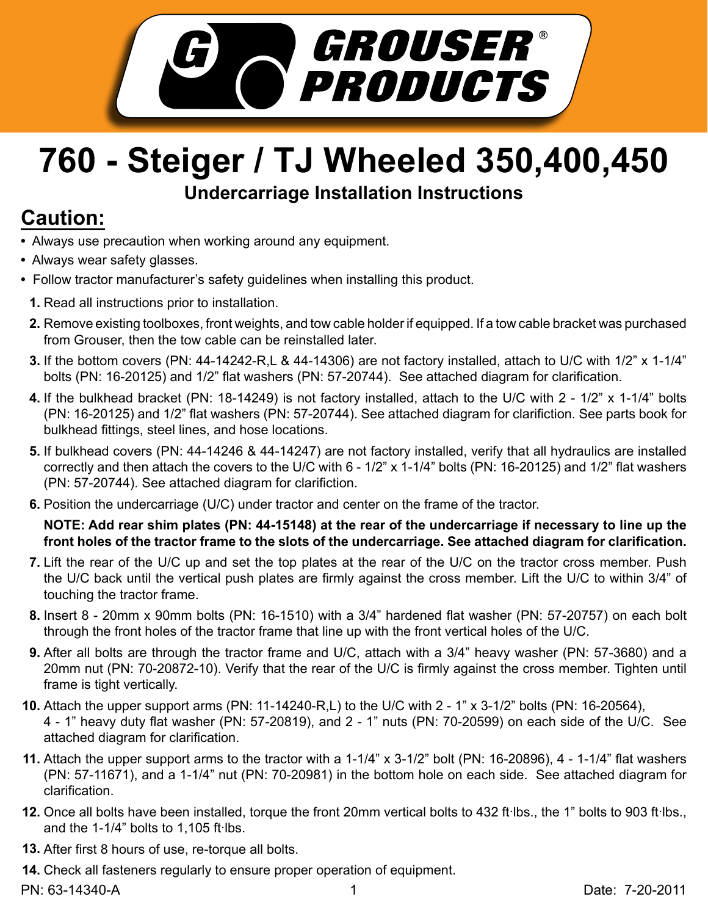GROUSER® PRODUCTS

# 760 - Steiger / TJ Wheeled 350,400,450

### Undercarriage Installation Instructions

## Caution:

- Always use precaution when working around any equipment.
- Always wear safety glasses.
- Follow tractor manufacturer's safety guidelines when installing this product.

1. Read all instructions prior to installation.
2. Remove existing toolboxes, front weights, and tow cable holder if equipped. If a tow cable bracket was purchased from Grouser, then the tow cable can be reinstalled later.
3. If the bottom covers (PN: 44-14242-R,L & 44-14306) are not factory installed, attach to U/C with 1/2" x 1-1/4" bolts (PN: 16-20125) and 1/2" flat washers (PN: 57-20744). See attached diagram for clarification.
4. If the bulkhead bracket (PN: 18-14249) is not factory installed, attach to the U/C with 2 - 1/2" x 1-1/4" bolts (PN: 16-20125) and 1/2" flat washers (PN: 57-20744). See attached diagram for clarifiction. See parts book for bulkhead fittings, steel lines, and hose locations.
5. If bulkhead covers (PN: 44-14246 & 44-14247) are not factory installed, verify that all hydraulics are installed correctly and then attach the covers to the U/C with 6 - 1/2" x 1-1/4" bolts (PN: 16-20125) and 1/2" flat washers (PN: 57-20744). See attached diagram for clarifiction.
6. Position the undercarriage (U/C) under tractor and center on the frame of the tractor.

   **NOTE: Add rear shim plates (PN: 44-15148) at the rear of the undercarriage if necessary to line up the front holes of the tractor frame to the slots of the undercarriage. See attached diagram for clarification.**
7. Lift the rear of the U/C up and set the top plates at the rear of the U/C on the tractor cross member. Push the U/C back until the vertical push plates are firmly against the cross member. Lift the U/C to within 3/4" of touching the tractor frame.
8. Insert 8 - 20mm x 90mm bolts (PN: 16-1510) with a 3/4" hardened flat washer (PN: 57-20757) on each bolt through the front holes of the tractor frame that line up with the front vertical holes of the U/C.
9. After all bolts are through the tractor frame and U/C, attach with a 3/4" heavy washer (PN: 57-3680) and a 20mm nut (PN: 70-20872-10). Verify that the rear of the U/C is firmly against the cross member. Tighten until frame is tight vertically.
10. Attach the upper support arms (PN: 11-14240-R,L) to the U/C with 2 - 1" x 3-1/2" bolts (PN: 16-20564), 4 - 1" heavy duty flat washer (PN: 57-20819), and 2 - 1" nuts (PN: 70-20599) on each side of the U/C. See attached diagram for clarification.
11. Attach the upper support arms to the tractor with a 1-1/4" x 3-1/2" bolt (PN: 16-20896), 4 - 1-1/4" flat washers (PN: 57-11671), and a 1-1/4" nut (PN: 70-20981) in the bottom hole on each side. See attached diagram for clarification.
12. Once all bolts have been installed, torque the front 20mm vertical bolts to 432 ft·lbs., the 1" bolts to 903 ft·lbs., and the 1-1/4" bolts to 1,105 ft·lbs.
13. After first 8 hours of use, re-torque all bolts.
14. Check all fasteners regularly to ensure proper operation of equipment.

PN: 63-14340-A

Date: 7-20-2011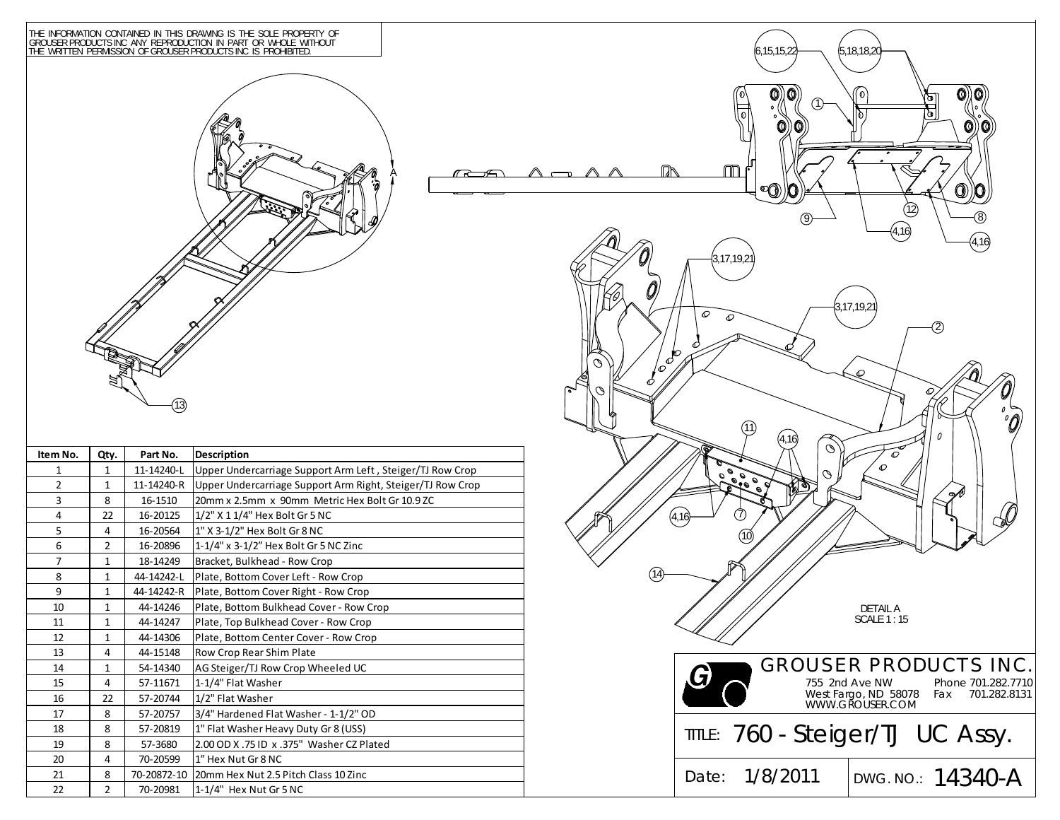THE INFORMATION CONTAINED IN THIS DRAWING IS THE SOLE PROPERTY OF GROUSER PRODUCTS INC ANY REPRODUCTION IN PART OR WHOLE WITHOUT THE WRITTEN PERMISSION OF GROUSER PRODUCTS INC IS PROHIBITED.

6,15,15,22

5,18,18,20

1

9

12

8

4,16

4,16

3,17,19,21

3,17,19,21

2

11

4,16

4,16

7

10

14

13

A

DETAIL A
SCALE 1 : 15

| Item No. | Qty. | Part No. | Description |
|---|---|---|---|
| 1 | 1 | 11-14240-L | Upper Undercarriage Support Arm Left , Steiger/TJ Row Crop |
| 2 | 1 | 11-14240-R | Upper Undercarriage Support Arm Right, Steiger/TJ Row Crop |
| 3 | 8 | 16-1510 | 20mm x 2.5mm x 90mm Metric Hex Bolt Gr 10.9 ZC |
| 4 | 22 | 16-20125 | 1/2" X 1 1/4" Hex Bolt Gr 5 NC |
| 5 | 4 | 16-20564 | 1" X 3-1/2" Hex Bolt Gr 8 NC |
| 6 | 2 | 16-20896 | 1-1/4" x 3-1/2" Hex Bolt Gr 5 NC Zinc |
| 7 | 1 | 18-14249 | Bracket, Bulkhead - Row Crop |
| 8 | 1 | 44-14242-L | Plate, Bottom Cover Left - Row Crop |
| 9 | 1 | 44-14242-R | Plate, Bottom Cover Right - Row Crop |
| 10 | 1 | 44-14246 | Plate, Bottom Bulkhead Cover - Row Crop |
| 11 | 1 | 44-14247 | Plate, Top Bulkhead Cover - Row Crop |
| 12 | 1 | 44-14306 | Plate, Bottom Center Cover - Row Crop |
| 13 | 4 | 44-15148 | Row Crop Rear Shim Plate |
| 14 | 1 | 54-14340 | AG Steiger/TJ Row Crop Wheeled UC |
| 15 | 4 | 57-11671 | 1-1/4" Flat Washer |
| 16 | 22 | 57-20744 | 1/2" Flat Washer |
| 17 | 8 | 57-20757 | 3/4" Hardened Flat Washer - 1-1/2" OD |
| 18 | 8 | 57-20819 | 1" Flat Washer Heavy Duty Gr 8 (USS) |
| 19 | 8 | 57-3680 | 2.00 OD X .75 ID x .375" Washer CZ Plated |
| 20 | 4 | 70-20599 | 1" Hex Nut Gr 8 NC |
| 21 | 8 | 70-20872-10 | 20mm Hex Nut 2.5 Pitch Class 10 Zinc |
| 22 | 2 | 70-20981 | 1-1/4" Hex Nut Gr 5 NC |

GROUSER PRODUCTS INC.
755 2nd Ave NW
West Fargo, ND 58078
WWW.GROUSER.COM
Phone 701.282.7710
Fax 701.282.8131

TITLE: 760 - Steiger/TJ UC Assy.

Date: 1/8/2011

DWG. NO.: 14340-A